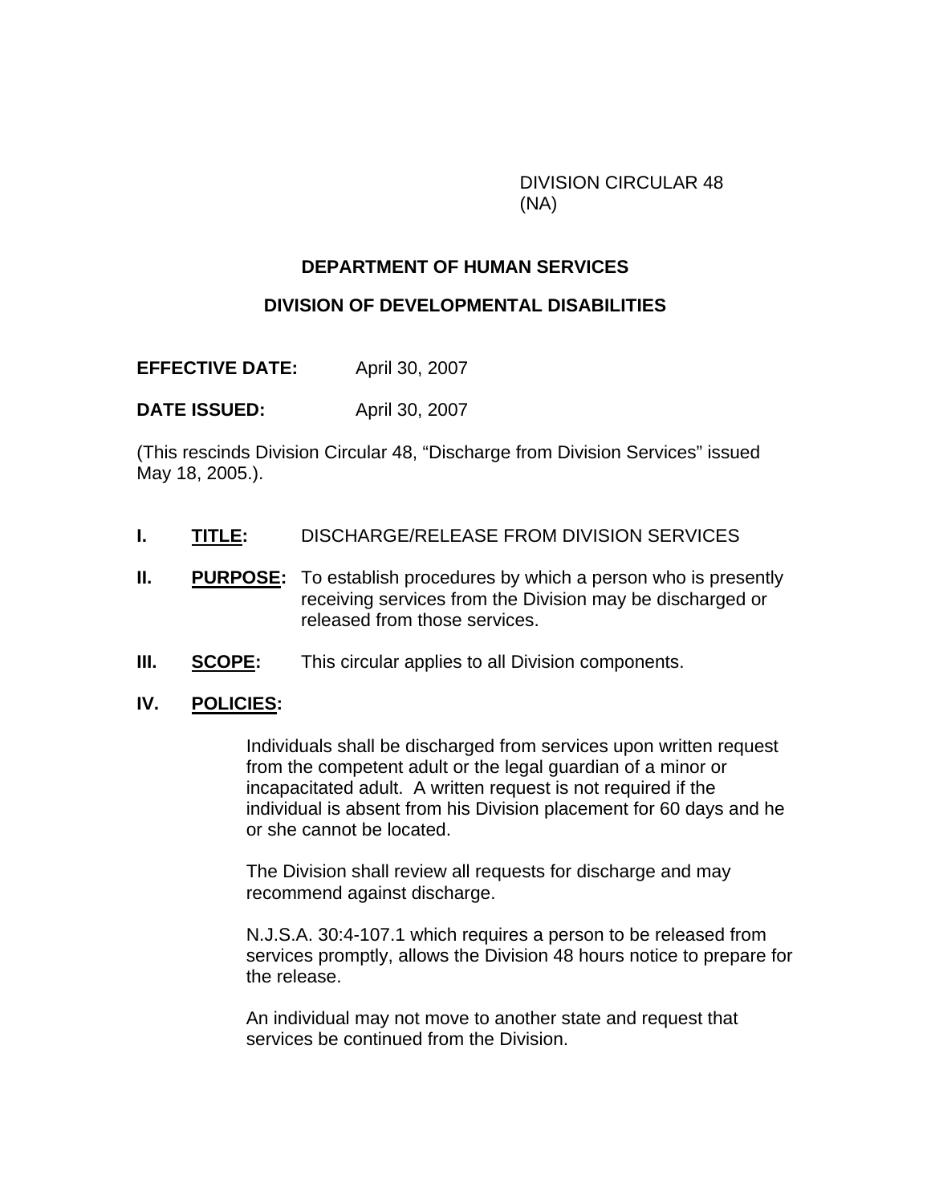DIVISION CIRCULAR 48
(NA)

**DEPARTMENT OF HUMAN SERVICES**

**DIVISION OF DEVELOPMENTAL DISABILITIES**

**EFFECTIVE DATE:** April 30, 2007

**DATE ISSUED:** April 30, 2007

(This rescinds Division Circular 48, "Discharge from Division Services" issued May 18, 2005.).

**I. TITLE:** DISCHARGE/RELEASE FROM DIVISION SERVICES

**II. PURPOSE:** To establish procedures by which a person who is presently receiving services from the Division may be discharged or released from those services.

**III. SCOPE:** This circular applies to all Division components.

**IV. POLICIES:**

Individuals shall be discharged from services upon written request from the competent adult or the legal guardian of a minor or incapacitated adult. A written request is not required if the individual is absent from his Division placement for 60 days and he or she cannot be located.

The Division shall review all requests for discharge and may recommend against discharge.

N.J.S.A. 30:4-107.1 which requires a person to be released from services promptly, allows the Division 48 hours notice to prepare for the release.

An individual may not move to another state and request that services be continued from the Division.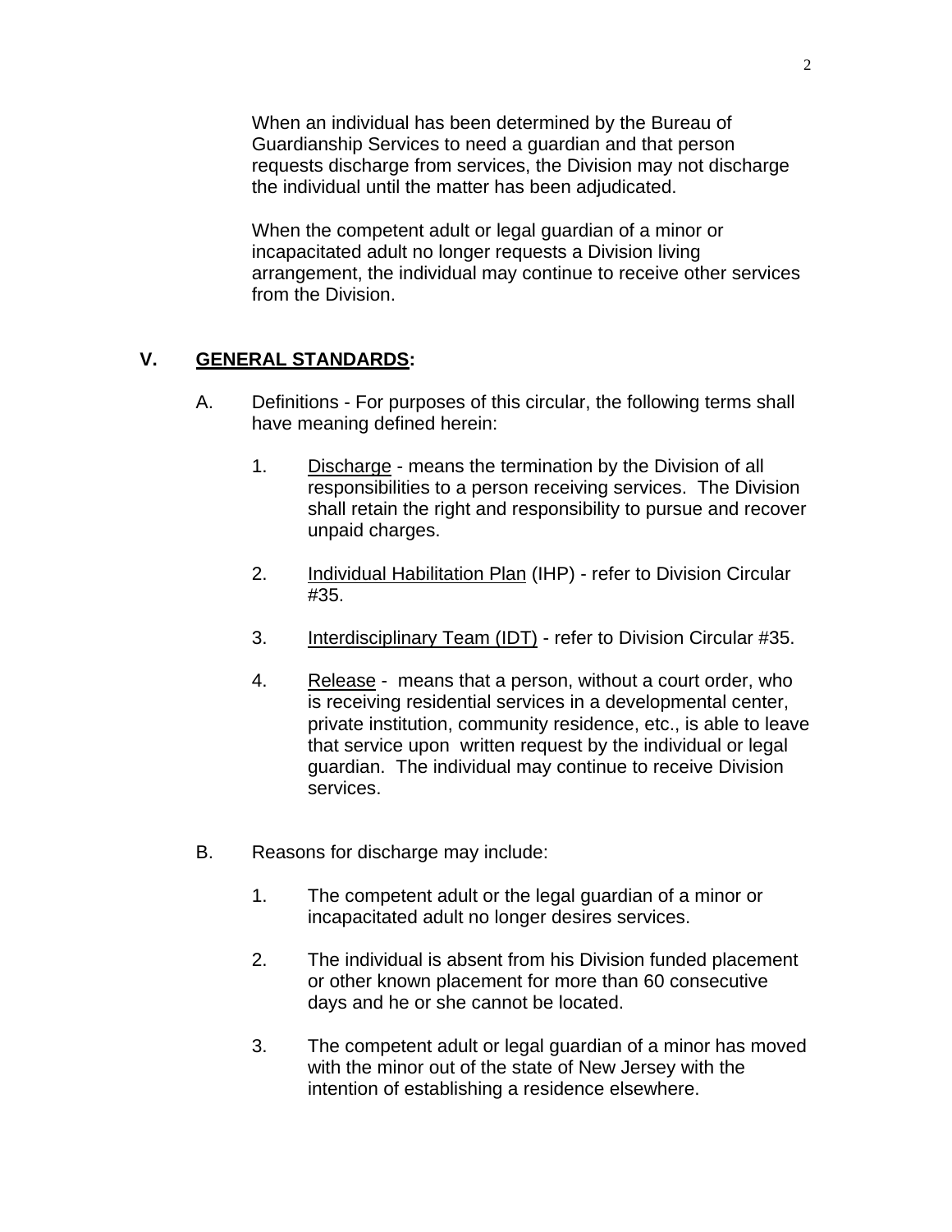When an individual has been determined by the Bureau of Guardianship Services to need a guardian and that person requests discharge from services, the Division may not discharge the individual until the matter has been adjudicated.

When the competent adult or legal guardian of a minor or incapacitated adult no longer requests a Division living arrangement, the individual may continue to receive other services from the Division.

## V. GENERAL STANDARDS:

A. Definitions - For purposes of this circular, the following terms shall have meaning defined herein:

1. Discharge - means the termination by the Division of all responsibilities to a person receiving services. The Division shall retain the right and responsibility to pursue and recover unpaid charges.

2. Individual Habilitation Plan (IHP) - refer to Division Circular #35.

3. Interdisciplinary Team (IDT) - refer to Division Circular #35.

4. Release - means that a person, without a court order, who is receiving residential services in a developmental center, private institution, community residence, etc., is able to leave that service upon written request by the individual or legal guardian. The individual may continue to receive Division services.

B. Reasons for discharge may include:

1. The competent adult or the legal guardian of a minor or incapacitated adult no longer desires services.

2. The individual is absent from his Division funded placement or other known placement for more than 60 consecutive days and he or she cannot be located.

3. The competent adult or legal guardian of a minor has moved with the minor out of the state of New Jersey with the intention of establishing a residence elsewhere.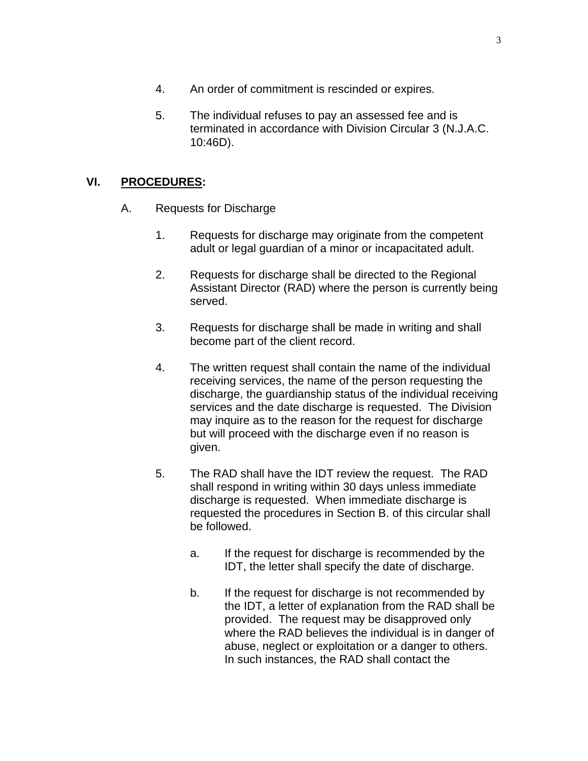4. An order of commitment is rescinded or expires.

5. The individual refuses to pay an assessed fee and is terminated in accordance with Division Circular 3 (N.J.A.C. 10:46D).

## VI. PROCEDURES:

A. Requests for Discharge

1. Requests for discharge may originate from the competent adult or legal guardian of a minor or incapacitated adult.

2. Requests for discharge shall be directed to the Regional Assistant Director (RAD) where the person is currently being served.

3. Requests for discharge shall be made in writing and shall become part of the client record.

4. The written request shall contain the name of the individual receiving services, the name of the person requesting the discharge, the guardianship status of the individual receiving services and the date discharge is requested. The Division may inquire as to the reason for the request for discharge but will proceed with the discharge even if no reason is given.

5. The RAD shall have the IDT review the request. The RAD shall respond in writing within 30 days unless immediate discharge is requested. When immediate discharge is requested the procedures in Section B. of this circular shall be followed.

   a. If the request for discharge is recommended by the IDT, the letter shall specify the date of discharge.

   b. If the request for discharge is not recommended by the IDT, a letter of explanation from the RAD shall be provided. The request may be disapproved only where the RAD believes the individual is in danger of abuse, neglect or exploitation or a danger to others. In such instances, the RAD shall contact the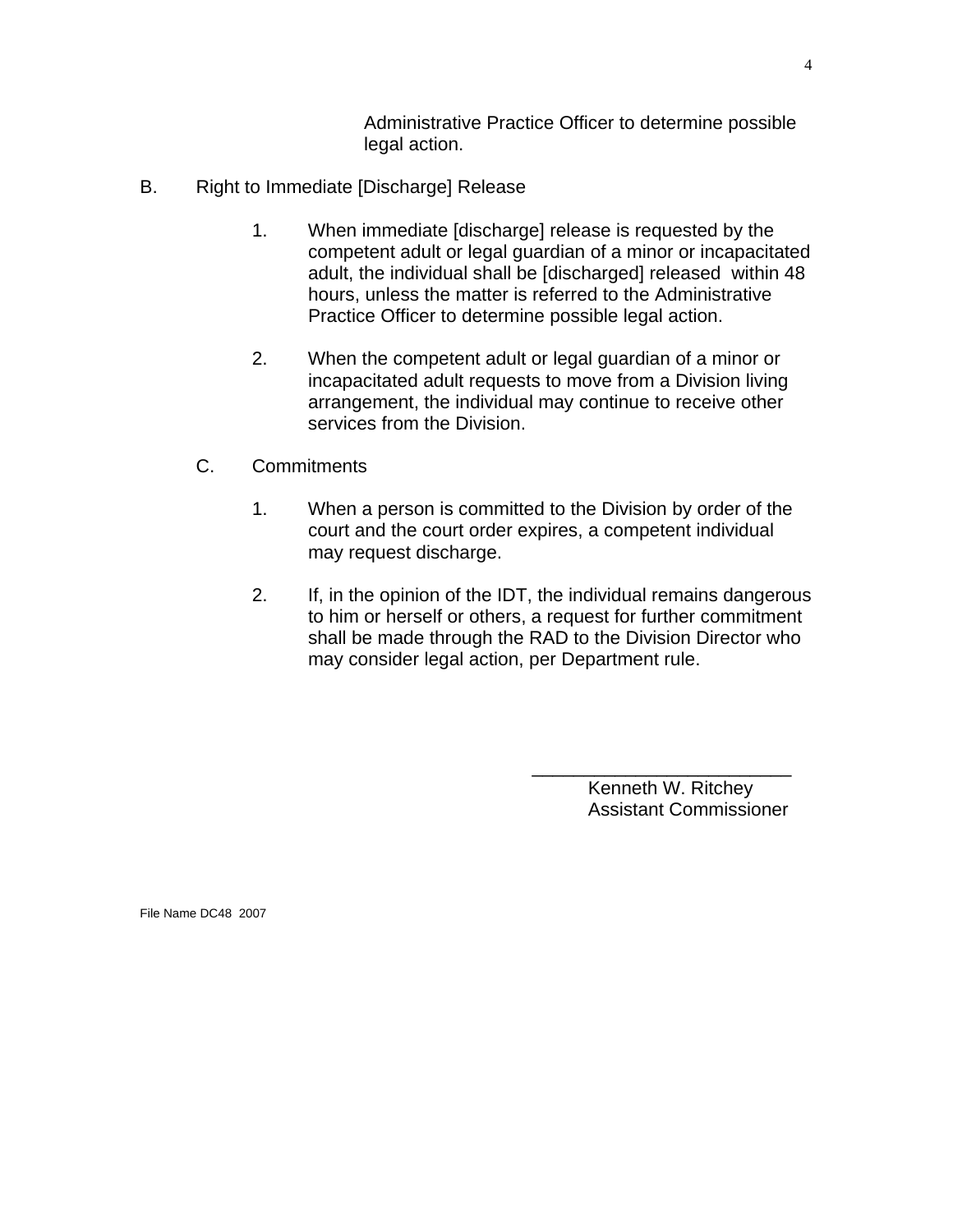Administrative Practice Officer to determine possible legal action.

B. Right to Immediate [Discharge] Release

1. When immediate [discharge] release is requested by the competent adult or legal guardian of a minor or incapacitated adult, the individual shall be [discharged] released within 48 hours, unless the matter is referred to the Administrative Practice Officer to determine possible legal action.

2. When the competent adult or legal guardian of a minor or incapacitated adult requests to move from a Division living arrangement, the individual may continue to receive other services from the Division.

C. Commitments

1. When a person is committed to the Division by order of the court and the court order expires, a competent individual may request discharge.

2. If, in the opinion of the IDT, the individual remains dangerous to him or herself or others, a request for further commitment shall be made through the RAD to the Division Director who may consider legal action, per Department rule.

\_\_\_\_\_\_\_\_\_\_\_\_\_\_\_\_\_\_\_\_\_\_\_\_\_\_

Kenneth W. Ritchey
Assistant Commissioner

File Name DC48 2007